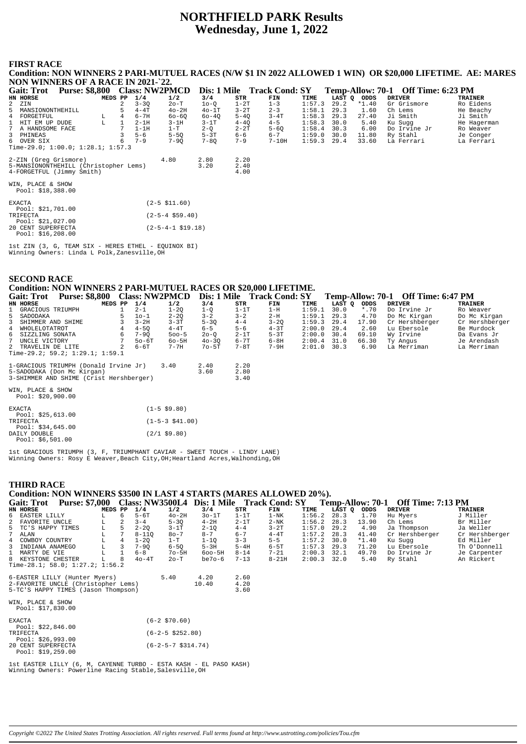# NORTHFIELD PARK Results
## Wednesday, June 1, 2022

### FIRST RACE

**Condition: NON WINNERS 2 PARI-MUTUEL RACES (N/W $1 IN 2022 ALLOWED 1 WIN) OR $20,000 LIFETIME. AE: MARES NON WINNERS OF A RACE IN 2021-`22.**

**Gait: Trot Purse: $8,800 Class: NW2PMCD Dis: 1 Mile Track Cond: SY Temp-Allow: 70-1 Off Time: 6:23 PM**

| HN | HORSE | MEDS | PP | 1/4 | 1/2 | 3/4 | STR | FIN | TIME | LAST Q | ODDS | DRIVER | TRAINER |
|---|---|---|---|---|---|---|---|---|---|---|---|---|---|
| 2 | ZIN | | 2 | 3-3Q | 2o-T | 1o-Q | 1-2T | 1-3 | 1:57.3 | 29.2 | *1.40 | Gr Grismore | Ro Eidens |
| 5 | MANSIONONTHEHILL | | 5 | 4-4T | 4o-2H | 4o-1T | 3-2T | 2-3 | 1:58.1 | 29.3 | 1.60 | Ch Lems | He Beachy |
| 4 | FORGETFUL | L | 4 | 6-7H | 6o-6Q | 6o-4Q | 5-4Q | 3-4T | 1:58.3 | 29.3 | 27.40 | Ji Smith | Ji Smith |
| 1 | HIT EM UP DUDE | L | 1 | 2-1H | 3-1H | 3-1T | 4-4Q | 4-5 | 1:58.3 | 30.0 | 5.40 | Ku Sugg | He Hagerman |
| 7 | A HANDSOME FACE | | 7 | 1-1H | 1-T | 2-Q | 2-2T | 5-6Q | 1:58.4 | 30.3 | 6.00 | Do Irvine Jr | Ro Weaver |
| 3 | PHINEAS | | 3 | 5-6 | 5-5Q | 5-3T | 6-6 | 6-7 | 1:59.0 | 30.0 | 11.80 | Ry Stahl | Je Conger |
| 6 | OVER SIX | | 6 | 7-9 | 7-9Q | 7-8Q | 7-9 | 7-10H | 1:59.3 | 29.4 | 33.60 | La Ferrari | La Ferrari |

Time-29.0; 1:00.0; 1:28.1; 1:57.3

| | | | |
|---|---|---|---|
| 2-ZIN (Greg Grismore) | 4.80 | 2.80 | 2.20 |
| 5-MANSIONONTHEHILL (Christopher Lems) | | 3.20 | 2.40 |
| 4-FORGETFUL (Jimmy Smith) | | | 4.00 |

WIN, PLACE & SHOW
Pool: $18,388.00

| | |
|---|---|
| EXACTA Pool: $21,701.00 | (2-5 $11.60) |
| TRIFECTA Pool: $21,027.00 | (2-5-4 $59.40) |
| 20 CENT SUPERFECTA Pool: $16,208.00 | (2-5-4-1 $19.18) |

1st ZIN (3, G, TEAM SIX - HERES ETHEL - EQUINOX BI)
Winning Owners: Linda L Polk,Zanesville,OH

### SECOND RACE

**Condition: NON WINNERS 2 PARI-MUTUEL RACES OR $20,000 LIFETIME.**

**Gait: Trot Purse: $8,800 Class: NW2PMCD Dis: 1 Mile Track Cond: SY Temp-Allow: 70-1 Off Time: 6:47 PM**

| HN | HORSE | MEDS | PP | 1/4 | 1/2 | 3/4 | STR | FIN | TIME | LAST Q | ODDS | DRIVER | TRAINER |
|---|---|---|---|---|---|---|---|---|---|---|---|---|---|
| 1 | GRACIOUS TRIUMPH | | 1 | 2-1 | 1-2Q | 1-Q | 1-1T | 1-H | 1:59.1 | 30.0 | *.70 | Do Irvine Jr | Ro Weaver |
| 5 | SADODAKA | | 5 | 1o-1 | 2-2Q | 3-2 | 3-2 | 2-H | 1:59.1 | 29.3 | 4.70 | Do Mc Kirgan | Do Mc Kirgan |
| 3 | SHIMMER AND SHIME | | 3 | 3-2H | 3-3T | 5-3Q | 4-4 | 3-2Q | 1:59.3 | 29.4 | 17.90 | Cr Hershberger | Cr Hershberger |
| 4 | WHOLELOTATROT | | 4 | 4-5Q | 4-4T | 6-5 | 5-6 | 4-3T | 2:00.0 | 29.4 | 2.60 | Lu Ebersole | Be Murdock |
| 6 | SIZZLING SONATA | | 6 | 7-9Q | 5oo-5 | 2o-Q | 2-1T | 5-3T | 2:00.0 | 30.4 | 69.10 | Wy Irvine | Da Evans Jr |
| 7 | UNCLE VICTORY | | 7 | 5o-6T | 6o-5H | 4o-3Q | 6-7T | 6-8H | 2:00.4 | 31.0 | 66.30 | Ty Angus | Je Arendash |
| 2 | TRAVELIN DE LITE | | 2 | 6-6T | 7-7H | 7o-5T | 7-8T | 7-9H | 2:01.0 | 30.3 | 6.90 | La Merriman | La Merriman |

Time-29.2; 59.2; 1:29.1; 1:59.1

| | | | |
|---|---|---|---|
| 1-GRACIOUS TRIUMPH (Donald Irvine Jr) | 3.40 | 2.40 | 2.20 |
| 5-SADODAKA (Don Mc Kirgan) | | 3.60 | 2.80 |
| 3-SHIMMER AND SHIME (Crist Hershberger) | | | 3.40 |

WIN, PLACE & SHOW
Pool: $20,900.00

| | |
|---|---|
| EXACTA Pool: $25,613.00 | (1-5 $9.80) |
| TRIFECTA Pool: $34,645.00 | (1-5-3 $41.00) |
| DAILY DOUBLE Pool: $6,501.00 | (2/1 $9.80) |

1st GRACIOUS TRIUMPH (3, F, TRIUMPHANT CAVIAR - SWEET TOUCH - LINDY LANE)
Winning Owners: Rosy E Weaver,Beach City,OH;Heartland Acres,Walhonding,OH

### THIRD RACE

**Condition: NON WINNERS $3500 IN LAST 4 STARTS (MARES ALLOWED 20%).**

**Gait: Trot Purse: $7,000 Class: NW3500L4 Dis: 1 Mile Track Cond: SY Temp-Allow: 70-1 Off Time: 7:13 PM**

| HN | HORSE | MEDS | PP | 1/4 | 1/2 | 3/4 | STR | FIN | TIME | LAST Q | ODDS | DRIVER | TRAINER |
|---|---|---|---|---|---|---|---|---|---|---|---|---|---|
| 6 | EASTER LILLY | L | 6 | 5-6T | 4o-2H | 3o-1T | 1-1T | 1-NK | 1:56.2 | 28.3 | 1.70 | Hu Myers | J Miller |
| 2 | FAVORITE UNCLE | L | 2 | 3-4 | 5-3Q | 4-2H | 2-1T | 2-NK | 1:56.2 | 28.3 | 13.90 | Ch Lems | Br Miller |
| 5 | TC'S HAPPY TIMES | L | 5 | 2-2Q | 3-1T | 2-1Q | 4-4 | 3-2T | 1:57.0 | 29.2 | 4.90 | Ja Thompson | Ja Weller |
| 7 | ALAN | L | 7 | 8-11Q | 8o-7 | 8-7 | 6-7 | 4-4T | 1:57.2 | 28.3 | 41.40 | Cr Hershberger | Cr Hershberger |
| 4 | COWBOY COUNTRY | L | 4 | 1-2Q | 1-T | 1-1Q | 3-3 | 5-5 | 1:57.2 | 30.0 | *1.40 | Ku Sugg | Ed Miller |
| 3 | INDIANA ANAMEGO | L | 3 | 7-9Q | 6-5Q | 5-3H | 5-4H | 6-5T | 1:57.3 | 29.3 | 71.20 | Lu Ebersole | Th O'Donnell |
| 1 | MARTY DE VIE | L | 1 | 6-8 | 7o-5H | 6oo-5H | 8-14 | 7-21 | 2:00.3 | 32.1 | 49.70 | Do Irvine Jr | Je Carpenter |
| 8 | KEYSTONE CHESTER | L | 8 | 4o-4T | 2o-T | be7o-6 | 7-13 | 8-21H | 2:00.3 | 32.0 | 5.40 | Ry Stahl | An Rickert |

Time-28.1; 58.0; 1:27.2; 1:56.2

| | | | |
|---|---|---|---|
| 6-EASTER LILLY (Hunter Myers) | 5.40 | 4.20 | 2.60 |
| 2-FAVORITE UNCLE (Christopher Lems) | | 10.40 | 4.20 |
| 5-TC'S HAPPY TIMES (Jason Thompson) | | | 3.60 |

WIN, PLACE & SHOW
Pool: $17,830.00

| | |
|---|---|
| EXACTA Pool: $22,846.00 | (6-2 $70.60) |
| TRIFECTA Pool: $26,993.00 | (6-2-5 $252.80) |
| 20 CENT SUPERFECTA Pool: $19,259.00 | (6-2-5-7 $314.74) |

1st EASTER LILLY (6, M, CAYENNE TURBO - ESTA KASH - EL PASO KASH)
Winning Owners: Powerline Racing Stable,Salesville,OH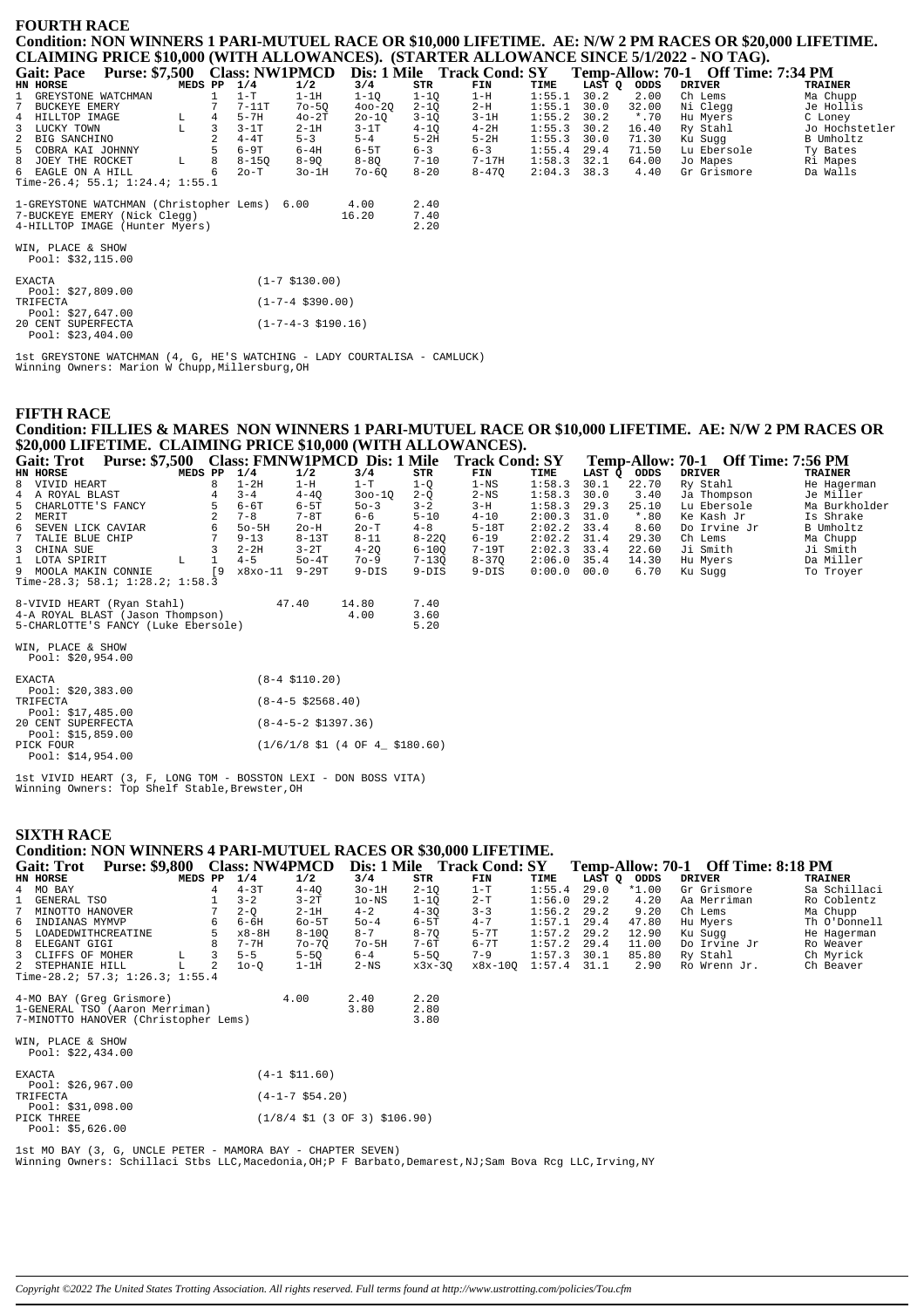## FOURTH RACE

**Condition: NON WINNERS 1 PARI-MUTUEL RACE OR $10,000 LIFETIME. AE: N/W 2 PM RACES OR $20,000 LIFETIME. CLAIMING PRICE $10,000 (WITH ALLOWANCES). (STARTER ALLOWANCE SINCE 5/1/2022 - NO TAG).**

**Gait: Pace Purse: $7,500 Class: NW1PMCD Dis: 1 Mile Track Cond: SY Temp-Allow: 70-1 Off Time: 7:34 PM**

| HN | HORSE | MEDS | PP | 1/4 | 1/2 | 3/4 | STR | FIN | TIME | LAST Q | ODDS | DRIVER | TRAINER |
|---|---|---|---|---|---|---|---|---|---|---|---|---|---|
| 1 | GREYSTONE WATCHMAN | | 1 | 1-T | 1-1H | 1-1Q | 1-1Q | 1-H | 1:55.1 | 30.2 | 2.00 | Ch Lems | Ma Chupp |
| 7 | BUCKEYE EMERY | | 7 | 7-11T | 7o-5Q | 4oo-2Q | 2-1Q | 2-H | 1:55.1 | 30.0 | 32.00 | Ni Clegg | Je Hollis |
| 4 | HILLTOP IMAGE | L | 4 | 5-7H | 4o-2T | 2o-1Q | 3-1Q | 3-1H | 1:55.2 | 30.2 | *.70 | Hu Myers | C Loney |
| 3 | LUCKY TOWN | L | 3 | 3-1T | 2-1H | 3-1T | 4-1Q | 4-2H | 1:55.3 | 30.2 | 16.40 | Ry Stahl | Jo Hochstetler |
| 2 | BIG SANCHINO | | 2 | 4-4T | 5-3 | 5-4 | 5-2H | 5-2H | 1:55.3 | 30.0 | 71.30 | Ku Sugg | B Umholtz |
| 5 | COBRA KAI JOHNNY | | 5 | 6-9T | 6-4H | 6-5T | 6-3 | 6-3 | 1:55.4 | 29.4 | 71.50 | Lu Ebersole | Ty Bates |
| 8 | JOEY THE ROCKET | L | 8 | 8-15Q | 8-9Q | 8-8Q | 7-10 | 7-17H | 1:58.3 | 32.1 | 64.00 | Jo Mapes | Ri Mapes |
| 6 | EAGLE ON A HILL | | 6 | 2o-T | 3o-1H | 7o-6Q | 8-20 | 8-47Q | 2:04.3 | 38.3 | 4.40 | Gr Grismore | Da Walls |

Time-26.4; 55.1; 1:24.4; 1:55.1

| | | | |
|---|---|---|---|
| 1-GREYSTONE WATCHMAN (Christopher Lems) | 6.00 | 4.00 | 2.40 |
| 7-BUCKEYE EMERY (Nick Clegg) | | 16.20 | 7.40 |
| 4-HILLTOP IMAGE (Hunter Myers) | | | 2.20 |

WIN, PLACE & SHOW
Pool: $32,115.00

| | |
|---|---|
| EXACTA Pool: $27,809.00 | (1-7 $130.00) |
| TRIFECTA Pool: $27,647.00 | (1-7-4 $390.00) |
| 20 CENT SUPERFECTA Pool: $23,404.00 | (1-7-4-3 $190.16) |

1st GREYSTONE WATCHMAN (4, G, HE'S WATCHING - LADY COURTALISA - CAMLUCK)
Winning Owners: Marion W Chupp,Millersburg,OH

## FIFTH RACE

**Condition: FILLIES & MARES NON WINNERS 1 PARI-MUTUEL RACE OR $10,000 LIFETIME. AE: N/W 2 PM RACES OR $20,000 LIFETIME. CLAIMING PRICE $10,000 (WITH ALLOWANCES).**

**Gait: Trot Purse: $7,500 Class: FMNW1PMCD Dis: 1 Mile Track Cond: SY Temp-Allow: 70-1 Off Time: 7:56 PM**

| HN | HORSE | MEDS | PP | 1/4 | 1/2 | 3/4 | STR | FIN | TIME | LAST Q | ODDS | DRIVER | TRAINER |
|---|---|---|---|---|---|---|---|---|---|---|---|---|---|
| 8 | VIVID HEART | | 8 | 1-2H | 1-H | 1-T | 1-Q | 1-NS | 1:58.3 | 30.1 | 22.70 | Ry Stahl | He Hagerman |
| 4 | A ROYAL BLAST | | 4 | 3-4 | 4-4Q | 3oo-1Q | 2-Q | 2-NS | 1:58.3 | 30.0 | 3.40 | Ja Thompson | Je Miller |
| 5 | CHARLOTTE'S FANCY | | 5 | 6-6T | 6-5T | 5o-3 | 3-2 | 3-H | 1:58.3 | 29.3 | 25.10 | Lu Ebersole | Ma Burkholder |
| 2 | MERIT | | 2 | 7-8 | 7-8T | 6-6 | 5-10 | 4-10 | 2:00.3 | 31.0 | *.80 | Ke Kash Jr | Is Shrake |
| 6 | SEVEN LICK CAVIAR | | 6 | 5o-5H | 2o-H | 2o-T | 4-8 | 5-18T | 2:02.2 | 33.4 | 8.60 | Do Irvine Jr | B Umholtz |
| 7 | TALIE BLUE CHIP | | 7 | 9-13 | 8-13T | 8-11 | 8-22Q | 6-19 | 2:02.2 | 31.4 | 29.30 | Ch Lems | Ma Chupp |
| 3 | CHINA SUE | | 3 | 2-2H | 3-2T | 4-2Q | 6-10Q | 7-19T | 2:02.3 | 33.4 | 22.60 | Ji Smith | Ji Smith |
| 1 | LOTA SPIRIT | L | 1 | 4-5 | 5o-4T | 7o-9 | 7-13Q | 8-37Q | 2:06.0 | 35.4 | 14.30 | Hu Myers | Da Miller |
| 9 | MOOLA MAKIN CONNIE | | [9 | x8xo-11 | 9-29T | 9-DIS | 9-DIS | 9-DIS | 0:00.0 | 00.0 | 6.70 | Ku Sugg | To Troyer |

Time-28.3; 58.1; 1:28.2; 1:58.3

| | | | |
|---|---|---|---|
| 8-VIVID HEART (Ryan Stahl) | 47.40 | 14.80 | 7.40 |
| 4-A ROYAL BLAST (Jason Thompson) | | 4.00 | 3.60 |
| 5-CHARLOTTE'S FANCY (Luke Ebersole) | | | 5.20 |

WIN, PLACE & SHOW
Pool: $20,954.00

| | |
|---|---|
| EXACTA Pool: $20,383.00 | (8-4 $110.20) |
| TRIFECTA Pool: $17,485.00 | (8-4-5 $2568.40) |
| 20 CENT SUPERFECTA Pool: $15,859.00 | (8-4-5-2 $1397.36) |
| PICK FOUR Pool: $14,954.00 | (1/6/1/8 $1 (4 OF 4_ $180.60) |

1st VIVID HEART (3, F, LONG TOM - BOSSTON LEXI - DON BOSS VITA)
Winning Owners: Top Shelf Stable,Brewster,OH

## SIXTH RACE

**Condition: NON WINNERS 4 PARI-MUTUEL RACES OR $30,000 LIFETIME.**

**Gait: Trot Purse: $9,800 Class: NW4PMCD Dis: 1 Mile Track Cond: SY Temp-Allow: 70-1 Off Time: 8:18 PM**

| HN | HORSE | MEDS | PP | 1/4 | 1/2 | 3/4 | STR | FIN | TIME | LAST Q | ODDS | DRIVER | TRAINER |
|---|---|---|---|---|---|---|---|---|---|---|---|---|---|
| 4 | MO BAY | | 4 | 4-3T | 4-4Q | 3o-1H | 2-1Q | 1-T | 1:55.4 | 29.0 | *1.00 | Gr Grismore | Sa Schillaci |
| 1 | GENERAL TSO | | 1 | 3-2 | 3-2T | 1o-NS | 1-1Q | 2-T | 1:56.0 | 29.2 | 4.20 | Aa Merriman | Ro Coblentz |
| 7 | MINOTTO HANOVER | | 7 | 2-Q | 2-1H | 4-2 | 4-3Q | 3-3 | 1:56.2 | 29.2 | 9.20 | Ch Lems | Ma Chupp |
| 6 | INDIANAS MYMVP | | 6 | 6-6H | 6o-5T | 5o-4 | 6-5T | 4-7 | 1:57.1 | 29.4 | 47.80 | Hu Myers | Th O'Donnell |
| 5 | LOADEDWITHCREATINE | | 5 | x8-8H | 8-10Q | 8-7 | 8-7Q | 5-7T | 1:57.2 | 29.2 | 12.90 | Ku Sugg | He Hagerman |
| 8 | ELEGANT GIGI | | 8 | 7-7H | 7o-7Q | 7o-5H | 7-6T | 6-7T | 1:57.2 | 29.4 | 11.00 | Do Irvine Jr | Ro Weaver |
| 3 | CLIFFS OF MOHER | L | 3 | 5-5 | 5-5Q | 6-4 | 5-5Q | 7-9 | 1:57.3 | 30.1 | 85.80 | Ry Stahl | Ch Myrick |
| 2 | STEPHANIE HILL | L | 2 | 1o-Q | 1-1H | 2-NS | x3x-3Q | x8x-10Q | 1:57.4 | 31.1 | 2.90 | Ro Wrenn Jr. | Ch Beaver |

Time-28.2; 57.3; 1:26.3; 1:55.4

| | | | |
|---|---|---|---|
| 4-MO BAY (Greg Grismore) | 4.00 | 2.40 | 2.20 |
| 1-GENERAL TSO (Aaron Merriman) | | 3.80 | 2.80 |
| 7-MINOTTO HANOVER (Christopher Lems) | | | 3.80 |

WIN, PLACE & SHOW
Pool: $22,434.00

| | |
|---|---|
| EXACTA Pool: $26,967.00 | (4-1 $11.60) |
| TRIFECTA Pool: $31,098.00 | (4-1-7 $54.20) |
| PICK THREE Pool: $5,626.00 | (1/8/4 $1 (3 OF 3) $106.90) |

1st MO BAY (3, G, UNCLE PETER - MAMORA BAY - CHAPTER SEVEN)
Winning Owners: Schillaci Stbs LLC,Macedonia,OH;P F Barbato,Demarest,NJ;Sam Bova Rcg LLC,Irving,NY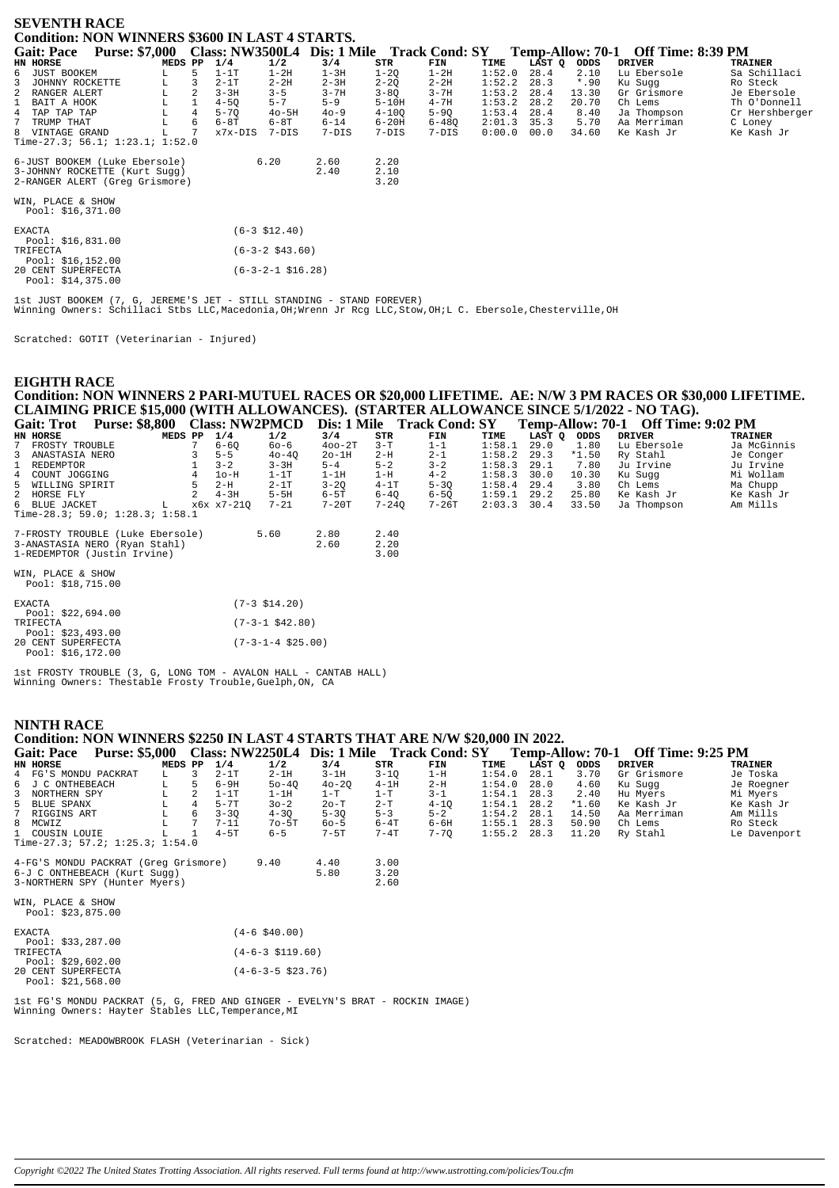## SEVENTH RACE

### Condition: NON WINNERS $3600 IN LAST 4 STARTS.

**Gait: Pace  Purse: $7,000  Class: NW3500L4  Dis: 1 Mile  Track Cond: SY  Temp-Allow: 70-1  Off Time: 8:39 PM**

| HN | HORSE | MEDS | PP | 1/4 | 1/2 | 3/4 | STR | FIN | TIME | LAST Q | ODDS | DRIVER | TRAINER |
|---|---|---|---|---|---|---|---|---|---|---|---|---|---|
| 6 | JUST BOOKEM | L | 5 | 1-1T | 1-2H | 1-3H | 1-2Q | 1-2H | 1:52.0 | 28.4 | 2.10 | Lu Ebersole | Sa Schillaci |
| 3 | JOHNNY ROCKETTE | L | 3 | 2-1T | 2-2H | 2-3H | 2-2Q | 2-2H | 1:52.2 | 28.3 | *.90 | Ku Sugg | Ro Steck |
| 2 | RANGER ALERT | L | 2 | 3-3H | 3-5 | 3-7H | 3-8Q | 3-7H | 1:53.2 | 28.4 | 13.30 | Gr Grismore | Je Ebersole |
| 1 | BAIT A HOOK | L | 1 | 4-5Q | 5-7 | 5-9 | 5-10H | 4-7H | 1:53.2 | 28.2 | 20.70 | Ch Lems | Th O'Donnell |
| 4 | TAP TAP TAP | L | 4 | 5-7Q | 4o-5H | 4o-9 | 4-10Q | 5-9Q | 1:53.4 | 28.4 | 8.40 | Ja Thompson | Cr Hershberger |
| 7 | TRUMP THAT | L | 6 | 6-8T | 6-8T | 6-14 | 6-20H | 6-48Q | 2:01.3 | 35.3 | 5.70 | Aa Merriman | C Loney |
| 8 | VINTAGE GRAND | L | 7 | x7x-DIS | 7-DIS | 7-DIS | 7-DIS | 7-DIS | 0:00.0 | 00.0 | 34.60 | Ke Kash Jr | Ke Kash Jr |

Time-27.3; 56.1; 1:23.1; 1:52.0

| | | | |
|---|---|---|---|
| 6-JUST BOOKEM (Luke Ebersole) | 6.20 | 2.60 | 2.20 |
| 3-JOHNNY ROCKETTE (Kurt Sugg) | | 2.40 | 2.10 |
| 2-RANGER ALERT (Greg Grismore) | | | 3.20 |

WIN, PLACE & SHOW
Pool: $16,371.00

EXACTA (6-3 $12.40)
Pool: $16,831.00
TRIFECTA (6-3-2 $43.60)
Pool: $16,152.00
20 CENT SUPERFECTA (6-3-2-1 $16.28)
Pool: $14,375.00

1st JUST BOOKEM (7, G, JEREME'S JET - STILL STANDING - STAND FOREVER)
Winning Owners: Schillaci Stbs LLC,Macedonia,OH;Wrenn Jr Rcg LLC,Stow,OH;L C. Ebersole,Chesterville,OH

Scratched: GOTIT (Veterinarian - Injured)

## EIGHTH RACE

### Condition: NON WINNERS 2 PARI-MUTUEL RACES OR $20,000 LIFETIME. AE: N/W 3 PM RACES OR $30,000 LIFETIME. CLAIMING PRICE $15,000 (WITH ALLOWANCES). (STARTER ALLOWANCE SINCE 5/1/2022 - NO TAG).

**Gait: Trot  Purse: $8,800  Class: NW2PMCD  Dis: 1 Mile  Track Cond: SY  Temp-Allow: 70-1  Off Time: 9:02 PM**

| HN | HORSE | MEDS | PP | 1/4 | 1/2 | 3/4 | STR | FIN | TIME | LAST Q | ODDS | DRIVER | TRAINER |
|---|---|---|---|---|---|---|---|---|---|---|---|---|---|
| 7 | FROSTY TROUBLE | | 7 | 6-6Q | 6o-6 | 4oo-2T | 3-T | 1-1 | 1:58.1 | 29.0 | 1.80 | Lu Ebersole | Ja McGinnis |
| 3 | ANASTASIA NERO | | 3 | 5-5 | 4o-4Q | 2o-1H | 2-H | 2-1 | 1:58.2 | 29.3 | *1.50 | Ry Stahl | Je Conger |
| 1 | REDEMPTOR | | 1 | 3-2 | 3-3H | 5-4 | 5-2 | 3-2 | 1:58.3 | 29.1 | 7.80 | Ju Irvine | Ju Irvine |
| 4 | COUNT JOGGING | | 4 | 1o-H | 1-1T | 1-1H | 1-H | 4-2 | 1:58.3 | 30.0 | 10.30 | Ku Sugg | Mi Wollam |
| 5 | WILLING SPIRIT | | 5 | 2-H | 2-1T | 3-2Q | 4-1T | 5-3Q | 1:58.4 | 29.4 | 3.80 | Ch Lems | Ma Chupp |
| 2 | HORSE FLY | | 2 | 4-3H | 5-5H | 6-5T | 6-4Q | 6-5Q | 1:59.1 | 29.2 | 25.80 | Ke Kash Jr | Ke Kash Jr |
| 6 | BLUE JACKET | L | | x6x x7-21Q | 7-21 | 7-20T | 7-24Q | 7-26T | 2:03.3 | 30.4 | 33.50 | Ja Thompson | Am Mills |

Time-28.3; 59.0; 1:28.3; 1:58.1

| | | | |
|---|---|---|---|
| 7-FROSTY TROUBLE (Luke Ebersole) | 5.60 | 2.80 | 2.40 |
| 3-ANASTASIA NERO (Ryan Stahl) | | 2.60 | 2.20 |
| 1-REDEMPTOR (Justin Irvine) | | | 3.00 |

WIN, PLACE & SHOW
Pool: $18,715.00

EXACTA (7-3 $14.20)
Pool: $22,694.00
TRIFECTA (7-3-1 $42.80)
Pool: $23,493.00
20 CENT SUPERFECTA (7-3-1-4 $25.00)
Pool: $16,172.00

1st FROSTY TROUBLE (3, G, LONG TOM - AVALON HALL - CANTAB HALL)
Winning Owners: Thestable Frosty Trouble,Guelph,ON, CA

## NINTH RACE

### Condition: NON WINNERS $2250 IN LAST 4 STARTS THAT ARE N/W $20,000 IN 2022.

**Gait: Pace  Purse: $5,000  Class: NW2250L4  Dis: 1 Mile  Track Cond: SY  Temp-Allow: 70-1  Off Time: 9:25 PM**

| HN | HORSE | MEDS | PP | 1/4 | 1/2 | 3/4 | STR | FIN | TIME | LAST Q | ODDS | DRIVER | TRAINER |
|---|---|---|---|---|---|---|---|---|---|---|---|---|---|
| 4 | FG'S MONDU PACKRAT | L | 3 | 2-1T | 2-1H | 3-1H | 3-1Q | 1-H | 1:54.0 | 28.1 | 3.70 | Gr Grismore | Je Toska |
| 6 | J C ONTHEBEACH | L | 5 | 6-9H | 5o-4Q | 4o-2Q | 4-1H | 2-H | 1:54.0 | 28.0 | 4.60 | Ku Sugg | Je Roegner |
| 3 | NORTHERN SPY | L | 2 | 1-1T | 1-1H | 1-T | 1-T | 3-1 | 1:54.1 | 28.3 | 2.40 | Hu Myers | Mi Myers |
| 5 | BLUE SPANX | L | 4 | 5-7T | 3o-2 | 2o-T | 2-T | 4-1Q | 1:54.1 | 28.2 | *1.60 | Ke Kash Jr | Ke Kash Jr |
| 7 | RIGGINS ART | L | 6 | 3-3Q | 4-3Q | 5-3Q | 5-3 | 5-2 | 1:54.2 | 28.1 | 14.50 | Aa Merriman | Am Mills |
| 8 | MCWIZ | L | 7 | 7-11 | 7o-5T | 6o-5 | 6-4T | 6-6H | 1:55.1 | 28.3 | 50.90 | Ch Lems | Ro Steck |
| 1 | COUSIN LOUIE | L | 1 | 4-5T | 6-5 | 7-5T | 7-4T | 7-7Q | 1:55.2 | 28.3 | 11.20 | Ry Stahl | Le Davenport |

Time-27.3; 57.2; 1:25.3; 1:54.0

| | | | |
|---|---|---|---|
| 4-FG'S MONDU PACKRAT (Greg Grismore) | 9.40 | 4.40 | 3.00 |
| 6-J C ONTHEBEACH (Kurt Sugg) | | 5.80 | 3.20 |
| 3-NORTHERN SPY (Hunter Myers) | | | 2.60 |

WIN, PLACE & SHOW
Pool: $23,875.00

EXACTA (4-6 $40.00)
Pool: $33,287.00
TRIFECTA (4-6-3 $119.60)
Pool: $29,602.00
20 CENT SUPERFECTA (4-6-3-5 $23.76)
Pool: $21,568.00

1st FG'S MONDU PACKRAT (5, G, FRED AND GINGER - EVELYN'S BRAT - ROCKIN IMAGE)
Winning Owners: Hayter Stables LLC,Temperance,MI

Scratched: MEADOWBROOK FLASH (Veterinarian - Sick)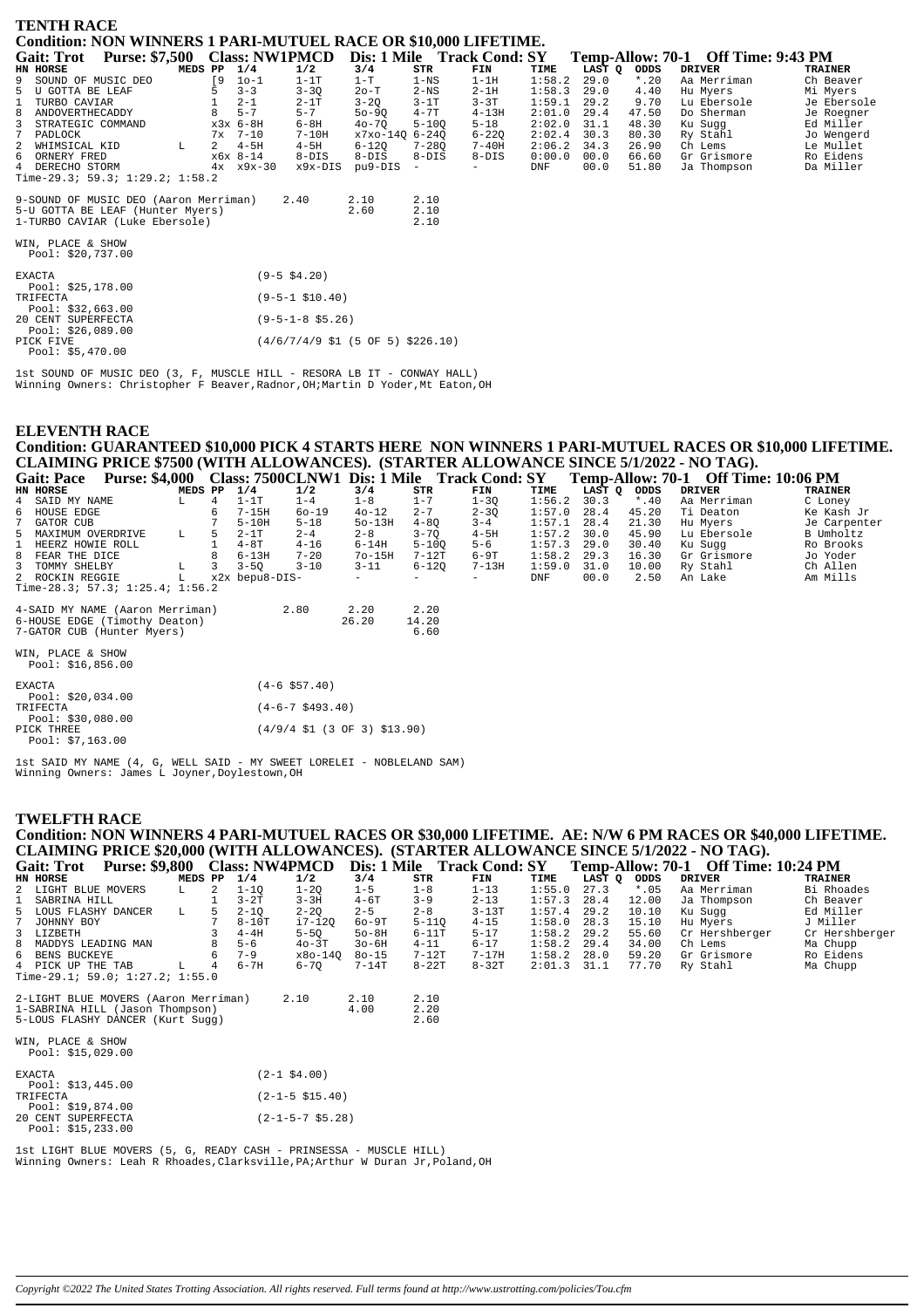## TENTH RACE

**Condition: NON WINNERS 1 PARI-MUTUEL RACE OR $10,000 LIFETIME.**

**Gait: Trot Purse: $7,500 Class: NW1PMCD Dis: 1 Mile Track Cond: SY Temp-Allow: 70-1 Off Time: 9:43 PM**

| HN | HORSE | MEDS | PP | 1/4 | 1/2 | 3/4 | STR | FIN | TIME | LAST Q | ODDS | DRIVER | TRAINER |
|---|---|---|---|---|---|---|---|---|---|---|---|---|---|
| 9 | SOUND OF MUSIC DEO | | [9 | 1o-1 | 1-1T | 1-T | 1-NS | 1-1H | 1:58.2 | 29.0 | *.20 | Aa Merriman | Ch Beaver |
| 5 | U GOTTA BE LEAF | | 5 | 3-3 | 3-3Q | 2o-T | 2-NS | 2-1H | 1:58.3 | 29.0 | 4.40 | Hu Myers | Mi Myers |
| 1 | TURBO CAVIAR | | 1 | 2-1 | 2-1T | 3-2Q | 3-1T | 3-3T | 1:59.1 | 29.2 | 9.70 | Lu Ebersole | Je Ebersole |
| 8 | ANDOVERTHECADDY | | 8 | 5-7 | 5-7 | 5o-9Q | 4-7T | 4-13H | 2:01.0 | 29.4 | 47.50 | Do Sherman | Je Roegner |
| 3 | STRATEGIC COMMAND | | x3x | 6-8H | 6-8H | 4o-7Q | 5-10Q | 5-18 | 2:02.0 | 31.1 | 48.30 | Ku Sugg | Ed Miller |
| 7 | PADLOCK | | 7x | 7-10 | 7-10H | x7xo-14Q | 6-24Q | 6-22Q | 2:02.4 | 30.3 | 80.30 | Ry Stahl | Jo Wengerd |
| 2 | WHIMSICAL KID | L | 2 | 4-5H | 4-5H | 6-12Q | 7-28Q | 7-40H | 2:06.2 | 34.3 | 26.90 | Ch Lems | Le Mullet |
| 6 | ORNERY FRED | | x6x | 8-14 | 8-DIS | 8-DIS | 8-DIS | 8-DIS | 0:00.0 | 00.0 | 66.60 | Gr Grismore | Ro Eidens |
| 4 | DERECHO STORM | | 4x | x9x-30 | x9x-DIS | pu9-DIS | - | - | DNF | 00.0 | 51.80 | Ja Thompson | Da Miller |

Time-29.3; 59.3; 1:29.2; 1:58.2

| | | | |
|---|---|---|---|
| 9-SOUND OF MUSIC DEO (Aaron Merriman) | 2.40 | 2.10 | 2.10 |
| 5-U GOTTA BE LEAF (Hunter Myers) | | 2.60 | 2.10 |
| 1-TURBO CAVIAR (Luke Ebersole) | | | 2.10 |

WIN, PLACE & SHOW
Pool: $20,737.00

| | |
|---|---|
| EXACTA Pool: $25,178.00 | (9-5 $4.20) |
| TRIFECTA Pool: $32,663.00 | (9-5-1 $10.40) |
| 20 CENT SUPERFECTA Pool: $26,089.00 | (9-5-1-8 $5.26) |
| PICK FIVE Pool: $5,470.00 | (4/6/7/4/9 $1 (5 OF 5) $226.10) |

1st SOUND OF MUSIC DEO (3, F, MUSCLE HILL - RESORA LB IT - CONWAY HALL)
Winning Owners: Christopher F Beaver,Radnor,OH;Martin D Yoder,Mt Eaton,OH

## ELEVENTH RACE

**Condition: GUARANTEED $10,000 PICK 4 STARTS HERE NON WINNERS 1 PARI-MUTUEL RACES OR $10,000 LIFETIME. CLAIMING PRICE $7500 (WITH ALLOWANCES). (STARTER ALLOWANCE SINCE 5/1/2022 - NO TAG).**

**Gait: Pace Purse: $4,000 Class: 7500CLNW1 Dis: 1 Mile Track Cond: SY Temp-Allow: 70-1 Off Time: 10:06 PM**

| HN | HORSE | MEDS | PP | 1/4 | 1/2 | 3/4 | STR | FIN | TIME | LAST Q | ODDS | DRIVER | TRAINER |
|---|---|---|---|---|---|---|---|---|---|---|---|---|---|
| 4 | SAID MY NAME | L | 4 | 1-1T | 1-4 | 1-8 | 1-7 | 1-3Q | 1:56.2 | 30.3 | *.40 | Aa Merriman | C Loney |
| 6 | HOUSE EDGE | | 6 | 7-15H | 6o-19 | 4o-12 | 2-7 | 2-3Q | 1:57.0 | 28.4 | 45.20 | Ti Deaton | Ke Kash Jr |
| 7 | GATOR CUB | | 7 | 5-10H | 5-18 | 5o-13H | 4-8Q | 3-4 | 1:57.1 | 28.4 | 21.30 | Hu Myers | Je Carpenter |
| 5 | MAXIMUM OVERDRIVE | L | 5 | 2-1T | 2-4 | 2-8 | 3-7Q | 4-5H | 1:57.2 | 30.0 | 45.90 | Lu Ebersole | B Umholtz |
| 1 | HEERZ HOWIE ROLL | | 1 | 4-8T | 4-16 | 6-14H | 5-10Q | 5-6 | 1:57.3 | 29.0 | 30.40 | Ku Sugg | Ro Brooks |
| 8 | FEAR THE DICE | | 8 | 6-13H | 7-20 | 7o-15H | 7-12T | 6-9T | 1:58.2 | 29.3 | 16.30 | Gr Grismore | Jo Yoder |
| 3 | TOMMY SHELBY | L | 3 | 3-5Q | 3-10 | 3-11 | 6-12Q | 7-13H | 1:59.0 | 31.0 | 10.00 | Ry Stahl | Ch Allen |
| 2 | ROCKIN REGGIE | L | x2x | bepu8-DIS- | | - | - | - | DNF | 00.0 | 2.50 | An Lake | Am Mills |

Time-28.3; 57.3; 1:25.4; 1:56.2

| | | | |
|---|---|---|---|
| 4-SAID MY NAME (Aaron Merriman) | 2.80 | 2.20 | 2.20 |
| 6-HOUSE EDGE (Timothy Deaton) | | 26.20 | 14.20 |
| 7-GATOR CUB (Hunter Myers) | | | 6.60 |

WIN, PLACE & SHOW
Pool: $16,856.00

| | |
|---|---|
| EXACTA Pool: $20,034.00 | (4-6 $57.40) |
| TRIFECTA Pool: $30,080.00 | (4-6-7 $493.40) |
| PICK THREE Pool: $7,163.00 | (4/9/4 $1 (3 OF 3) $13.90) |

1st SAID MY NAME (4, G, WELL SAID - MY SWEET LORELEI - NOBLELAND SAM)
Winning Owners: James L Joyner,Doylestown,OH

## TWELFTH RACE

**Condition: NON WINNERS 4 PARI-MUTUEL RACES OR $30,000 LIFETIME. AE: N/W 6 PM RACES OR $40,000 LIFETIME. CLAIMING PRICE $20,000 (WITH ALLOWANCES). (STARTER ALLOWANCE SINCE 5/1/2022 - NO TAG).**

**Gait: Trot Purse: $9,800 Class: NW4PMCD Dis: 1 Mile Track Cond: SY Temp-Allow: 70-1 Off Time: 10:24 PM**

| HN | HORSE | MEDS | PP | 1/4 | 1/2 | 3/4 | STR | FIN | TIME | LAST Q | ODDS | DRIVER | TRAINER |
|---|---|---|---|---|---|---|---|---|---|---|---|---|---|
| 2 | LIGHT BLUE MOVERS | L | 2 | 1-1Q | 1-2Q | 1-5 | 1-8 | 1-13 | 1:55.0 | 27.3 | *.05 | Aa Merriman | Bi Rhoades |
| 1 | SABRINA HILL | | 1 | 3-2T | 3-3H | 4-6T | 3-9 | 2-13 | 1:57.3 | 28.4 | 12.00 | Ja Thompson | Ch Beaver |
| 5 | LOUS FLASHY DANCER | L | 5 | 2-1Q | 2-2Q | 2-5 | 2-8 | 3-13T | 1:57.4 | 29.2 | 10.10 | Ku Sugg | Ed Miller |
| 7 | JOHNNY BOY | | 7 | 8-10T | i7-12Q | 6o-9T | 5-11Q | 4-15 | 1:58.0 | 28.3 | 15.10 | Hu Myers | J Miller |
| 3 | LIZBETH | | 3 | 4-4H | 5-5Q | 5o-8H | 6-11T | 5-17 | 1:58.2 | 29.2 | 55.60 | Cr Hershberger | Cr Hershberger |
| 8 | MADDYS LEADING MAN | | 8 | 5-6 | 4o-3T | 3o-6H | 4-11 | 6-17 | 1:58.2 | 29.4 | 34.00 | Ch Lems | Ma Chupp |
| 6 | BENS BUCKEYE | | 6 | 7-9 | x8o-14Q | 8o-15 | 7-12T | 7-17H | 1:58.2 | 28.0 | 59.20 | Gr Grismore | Ro Eidens |
| 4 | PICK UP THE TAB | L | 4 | 6-7H | 6-7Q | 7-14T | 8-22T | 8-32T | 2:01.3 | 31.1 | 77.70 | Ry Stahl | Ma Chupp |

Time-29.1; 59.0; 1:27.2; 1:55.0

| | | | |
|---|---|---|---|
| 2-LIGHT BLUE MOVERS (Aaron Merriman) | 2.10 | 2.10 | 2.10 |
| 1-SABRINA HILL (Jason Thompson) | | 4.00 | 2.20 |
| 5-LOUS FLASHY DANCER (Kurt Sugg) | | | 2.60 |

WIN, PLACE & SHOW
Pool: $15,029.00

| | |
|---|---|
| EXACTA Pool: $13,445.00 | (2-1 $4.00) |
| TRIFECTA Pool: $19,874.00 | (2-1-5 $15.40) |
| 20 CENT SUPERFECTA Pool: $15,233.00 | (2-1-5-7 $5.28) |

1st LIGHT BLUE MOVERS (5, G, READY CASH - PRINSESSA - MUSCLE HILL)
Winning Owners: Leah R Rhoades,Clarksville,PA;Arthur W Duran Jr,Poland,OH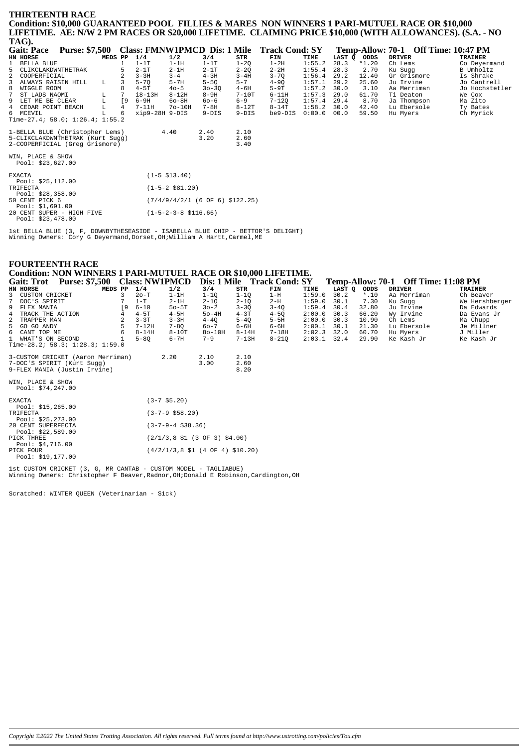## THIRTEENTH RACE

**Condition: $10,000 GUARANTEED POOL FILLIES & MARES NON WINNERS 1 PARI-MUTUEL RACE OR $10,000 LIFETIME. AE: N/W 2 PM RACES OR $20,000 LIFETIME. CLAIMING PRICE $10,000 (WITH ALLOWANCES). (S.A. - NO TAG).**

**Gait: Pace Purse: $7,500 Class: FMNW1PMCD Dis: 1 Mile Track Cond: SY Temp-Allow: 70-1 Off Time: 10:47 PM**

| HN | HORSE | MEDS | PP | 1/4 | 1/2 | 3/4 | STR | FIN | TIME | LAST Q | ODDS | DRIVER | TRAINER |
|---|---|---|---|---|---|---|---|---|---|---|---|---|---|
| 1 | BELLA BLUE | | 1 | 1-1T | 1-1H | 1-1T | 1-2Q | 1-2H | 1:55.2 | 28.3 | *1.20 | Ch Lems | Co Deyermand |
| 5 | CLIKCLAKDWNTHETRAK | | 5 | 2-1T | 2-1H | 2-1T | 2-2Q | 2-2H | 1:55.4 | 28.3 | 2.70 | Ku Sugg | B Umholtz |
| 2 | COOPERFICIAL | | 2 | 3-3H | 3-4 | 4-3H | 3-4H | 3-7Q | 1:56.4 | 29.2 | 12.40 | Gr Grismore | Is Shrake |
| 3 | ALWAYS RAISIN HILL | L | 3 | 5-7Q | 5-7H | 5-5Q | 5-7 | 4-9Q | 1:57.1 | 29.2 | 25.60 | Ju Irvine | Jo Cantrell |
| 8 | WIGGLE ROOM | | 8 | 4-5T | 4o-5 | 3o-3Q | 4-6H | 5-9T | 1:57.2 | 30.0 | 3.10 | Aa Merriman | Jo Hochstetler |
| 7 | ST LADS NAOMI | L | 7 | i8-13H | 8-12H | 8-9H | 7-10T | 6-11H | 1:57.3 | 29.0 | 61.70 | Ti Deaton | We Cox |
| 9 | LET ME BE CLEAR | L | [9 | 6-9H | 6o-8H | 6o-6 | 6-9 | 7-12Q | 1:57.4 | 29.4 | 8.70 | Ja Thompson | Ma Zito |
| 4 | CEDAR POINT BEACH | L | 4 | 7-11H | 7o-10H | 7-8H | 8-12T | 8-14T | 1:58.2 | 30.0 | 42.40 | Lu Ebersole | Ty Bates |
| 6 | MCEVIL | L | 6 | xip9-28H | 9-DIS | 9-DIS | 9-DIS | be9-DIS | 0:00.0 | 00.0 | 59.50 | Hu Myers | Ch Myrick |

Time-27.4; 58.0; 1:26.4; 1:55.2

| | Win | Place | Show |
|---|---|---|---|
| 1-BELLA BLUE (Christopher Lems) | 4.40 | 2.40 | 2.10 |
| 5-CLIKCLAKDWNTHETRAK (Kurt Sugg) | | 3.20 | 2.60 |
| 2-COOPERFICIAL (Greg Grismore) | | | 3.40 |

WIN, PLACE & SHOW
Pool: $23,627.00

| Wager | Result |
|---|---|
| EXACTA<br>Pool: $25,112.00 | (1-5 $13.40) |
| TRIFECTA<br>Pool: $28,358.00 | (1-5-2 $81.20) |
| 50 CENT PICK 6<br>Pool: $1,691.00 | (7/4/9/4/2/1 (6 OF 6) $122.25) |
| 20 CENT SUPER - HIGH FIVE<br>Pool: $23,478.00 | (1-5-2-3-8 $116.66) |

1st BELLA BLUE (3, F, DOWNBYTHESEASIDE - ISABELLA BLUE CHIP - BETTOR'S DELIGHT)
Winning Owners: Cory G Deyermand,Dorset,OH;William A Hartt,Carmel,ME

## FOURTEENTH RACE

**Condition: NON WINNERS 1 PARI-MUTUEL RACE OR $10,000 LIFETIME.**

**Gait: Trot Purse: $7,500 Class: NW1PMCD Dis: 1 Mile Track Cond: SY Temp-Allow: 70-1 Off Time: 11:08 PM**

| HN | HORSE | MEDS | PP | 1/4 | 1/2 | 3/4 | STR | FIN | TIME | LAST Q | ODDS | DRIVER | TRAINER |
|---|---|---|---|---|---|---|---|---|---|---|---|---|---|
| 3 | CUSTOM CRICKET | | 3 | 2o-T | 1-1H | 1-1Q | 1-1Q | 1-H | 1:59.0 | 30.2 | *.10 | Aa Merriman | Ch Beaver |
| 7 | DOC'S SPIRIT | | 7 | 1-T | 2-1H | 2-1Q | 2-1Q | 2-H | 1:59.0 | 30.1 | 7.30 | Ku Sugg | We Hershberger |
| 9 | FLEX MANIA | | [9 | 6-10 | 5o-5T | 3o-2 | 3-3Q | 3-4Q | 1:59.4 | 30.4 | 32.80 | Ju Irvine | Da Edwards |
| 4 | TRACK THE ACTION | | 4 | 4-5T | 4-5H | 5o-4H | 4-3T | 4-5Q | 2:00.0 | 30.3 | 66.20 | Wy Irvine | Da Evans Jr |
| 2 | TRAPPER MAN | | 2 | 3-3T | 3-3H | 4-4Q | 5-4Q | 5-5H | 2:00.0 | 30.3 | 10.90 | Ch Lems | Ma Chupp |
| 5 | GO GO ANDY | | 5 | 7-12H | 7-8Q | 6o-7 | 6-6H | 6-6H | 2:00.1 | 30.1 | 21.30 | Lu Ebersole | Je Millner |
| 6 | CANT TOP ME | | 6 | 8-14H | 8-10T | 8o-10H | 8-14H | 7-18H | 2:02.3 | 32.0 | 60.70 | Hu Myers | J Miller |
| 1 | WHAT'S ON SECOND | | 1 | 5-8Q | 6-7H | 7-9 | 7-13H | 8-21Q | 2:03.1 | 32.4 | 29.90 | Ke Kash Jr | Ke Kash Jr |

Time-28.2; 58.3; 1:28.3; 1:59.0

| | Win | Place | Show |
|---|---|---|---|
| 3-CUSTOM CRICKET (Aaron Merriman) | 2.20 | 2.10 | 2.10 |
| 7-DOC'S SPIRIT (Kurt Sugg) | | 3.00 | 2.60 |
| 9-FLEX MANIA (Justin Irvine) | | | 8.20 |

WIN, PLACE & SHOW
Pool: $74,247.00

| Wager | Result |
|---|---|
| EXACTA<br>Pool: $15,265.00 | (3-7 $5.20) |
| TRIFECTA<br>Pool: $25,273.00 | (3-7-9 $58.20) |
| 20 CENT SUPERFECTA<br>Pool: $22,589.00 | (3-7-9-4 $38.36) |
| PICK THREE<br>Pool: $4,716.00 | (2/1/3,8 $1 (3 OF 3) $4.00) |
| PICK FOUR<br>Pool: $19,177.00 | (4/2/1/3,8 $1 (4 OF 4) $10.20) |

1st CUSTOM CRICKET (3, G, MR CANTAB - CUSTOM MODEL - TAGLIABUE)
Winning Owners: Christopher F Beaver,Radnor,OH;Donald E Robinson,Cardington,OH

Scratched: WINTER QUEEN (Veterinarian - Sick)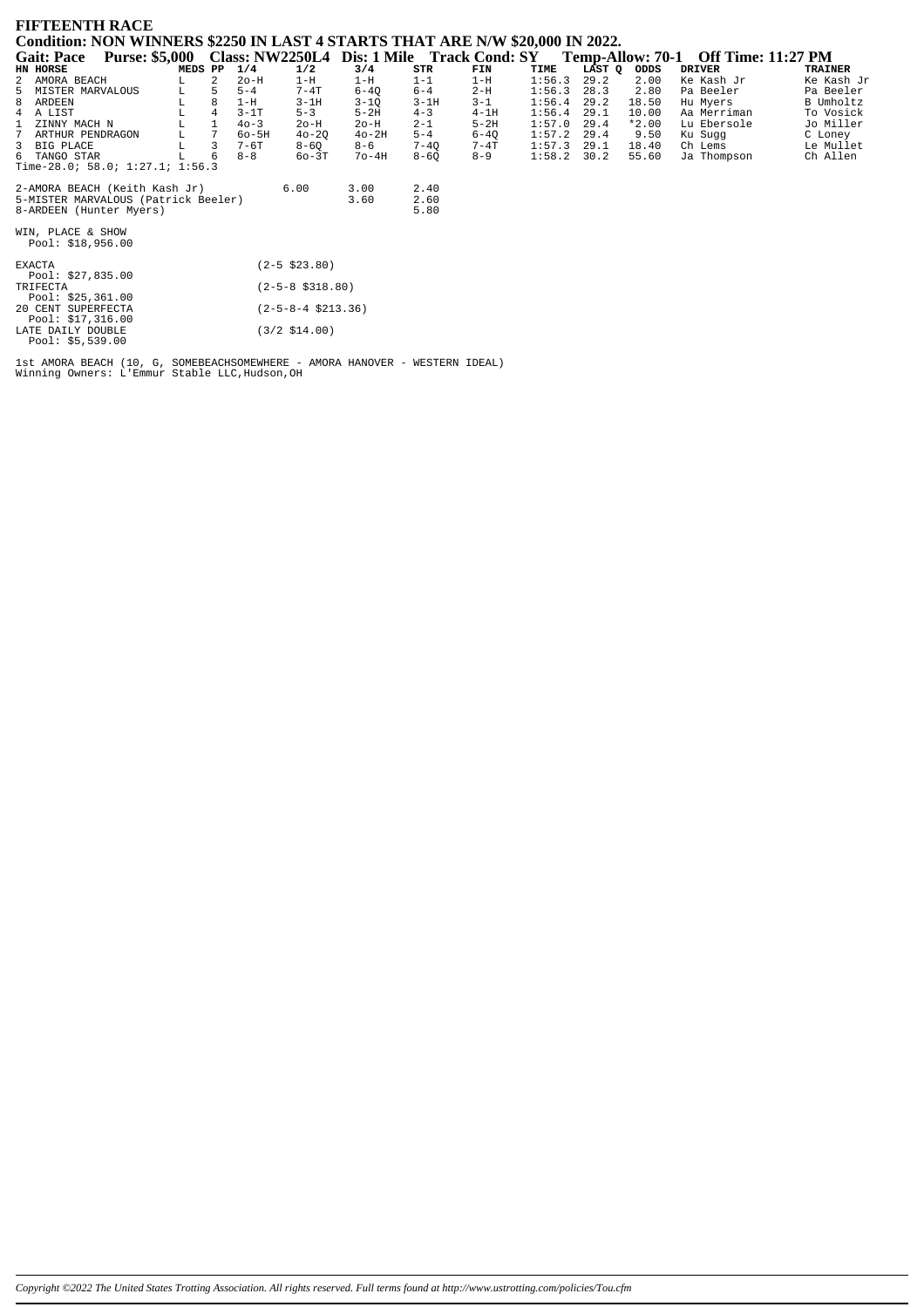# FIFTEENTH RACE

**Condition: NON WINNERS $2250 IN LAST 4 STARTS THAT ARE N/W $20,000 IN 2022.**

**Gait: Pace Purse: $5,000 Class: NW2250L4 Dis: 1 Mile Track Cond: SY Temp-Allow: 70-1 Off Time: 11:27 PM**

| HN | HORSE | MEDS | PP | 1/4 | 1/2 | 3/4 | STR | FIN | TIME | LAST Q | ODDS | DRIVER | TRAINER |
|---|---|---|---|---|---|---|---|---|---|---|---|---|---|
| 2 | AMORA BEACH | L | 2 | 2o-H | 1-H | 1-H | 1-1 | 1-H | 1:56.3 | 29.2 | 2.00 | Ke Kash Jr | Ke Kash Jr |
| 5 | MISTER MARVALOUS | L | 5 | 5-4 | 7-4T | 6-4Q | 6-4 | 2-H | 1:56.3 | 28.3 | 2.80 | Pa Beeler | Pa Beeler |
| 8 | ARDEEN | L | 8 | 1-H | 3-1H | 3-1Q | 3-1H | 3-1 | 1:56.4 | 29.2 | 18.50 | Hu Myers | B Umholtz |
| 4 | A LIST | L | 4 | 3-1T | 5-3 | 5-2H | 4-3 | 4-1H | 1:56.4 | 29.1 | 10.00 | Aa Merriman | To Vosick |
| 1 | ZINNY MACH N | L | 1 | 4o-3 | 2o-H | 2o-H | 2-1 | 5-2H | 1:57.0 | 29.4 | *2.00 | Lu Ebersole | Jo Miller |
| 7 | ARTHUR PENDRAGON | L | 7 | 6o-5H | 4o-2Q | 4o-2H | 5-4 | 6-4Q | 1:57.2 | 29.4 | 9.50 | Ku Sugg | C Loney |
| 3 | BIG PLACE | L | 3 | 7-6T | 8-6Q | 8-6 | 7-4Q | 7-4T | 1:57.3 | 29.1 | 18.40 | Ch Lems | Le Mullet |
| 6 | TANGO STAR | L | 6 | 8-8 | 6o-3T | 7o-4H | 8-6Q | 8-9 | 1:58.2 | 30.2 | 55.60 | Ja Thompson | Ch Allen |

Time-28.0; 58.0; 1:27.1; 1:56.3

| | | | |
|---|---|---|---|
| 2-AMORA BEACH (Keith Kash Jr) | 6.00 | 3.00 | 2.40 |
| 5-MISTER MARVALOUS (Patrick Beeler) | | 3.60 | 2.60 |
| 8-ARDEEN (Hunter Myers) | | | 5.80 |

WIN, PLACE & SHOW
Pool: $18,956.00

| | |
|---|---|
| EXACTA<br>Pool: $27,835.00 | (2-5 $23.80) |
| TRIFECTA<br>Pool: $25,361.00 | (2-5-8 $318.80) |
| 20 CENT SUPERFECTA<br>Pool: $17,316.00 | (2-5-8-4 $213.36) |
| LATE DAILY DOUBLE<br>Pool: $5,539.00 | (3/2 $14.00) |

1st AMORA BEACH (10, G, SOMEBEACHSOMEWHERE - AMORA HANOVER - WESTERN IDEAL)
Winning Owners: L'Emmur Stable LLC,Hudson,OH